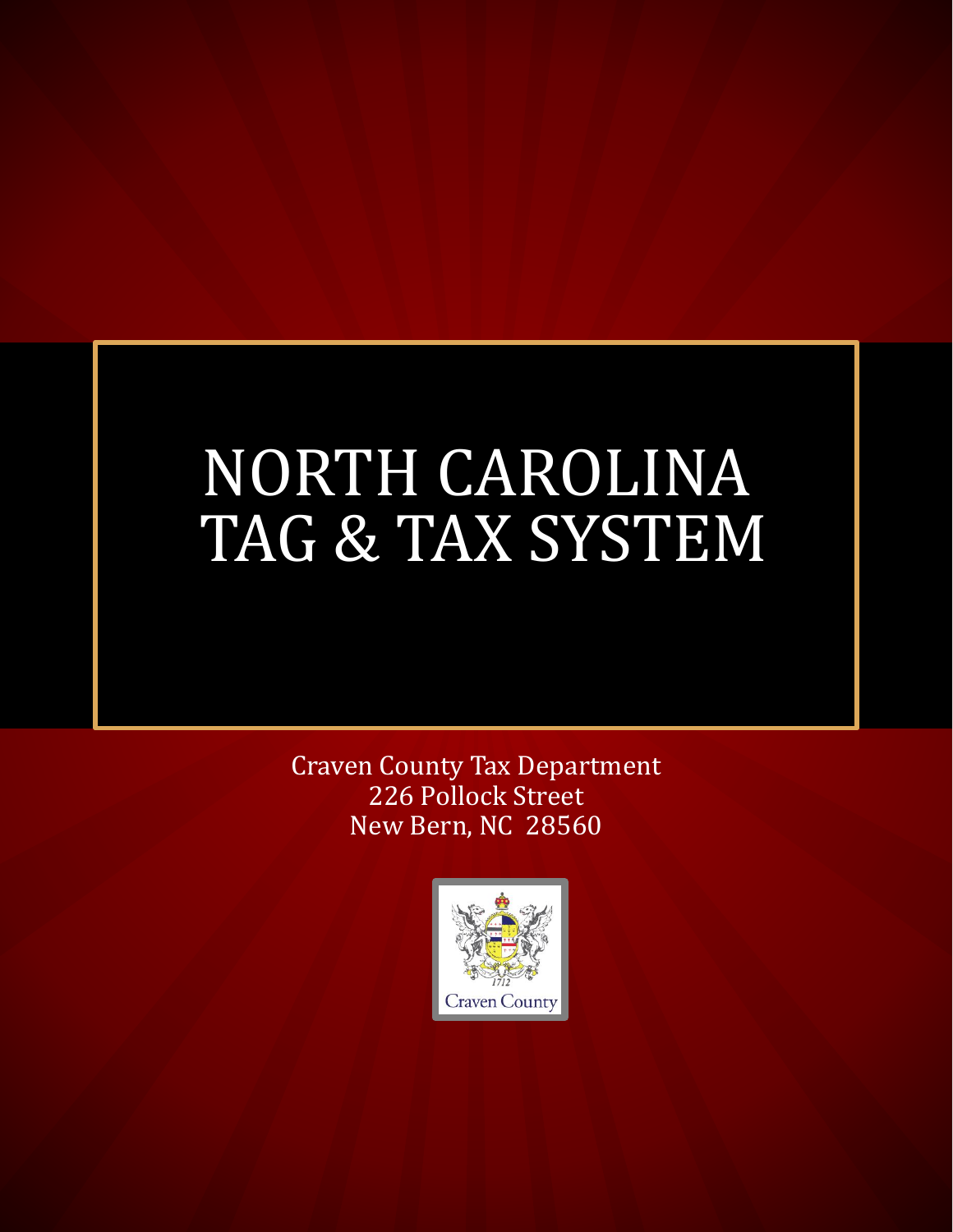# NORTH CAROLINA TAG & TAX SYSTEM

Craven County Tax Department
226 Pollock Street
New Bern, NC 28560

1712
Craven County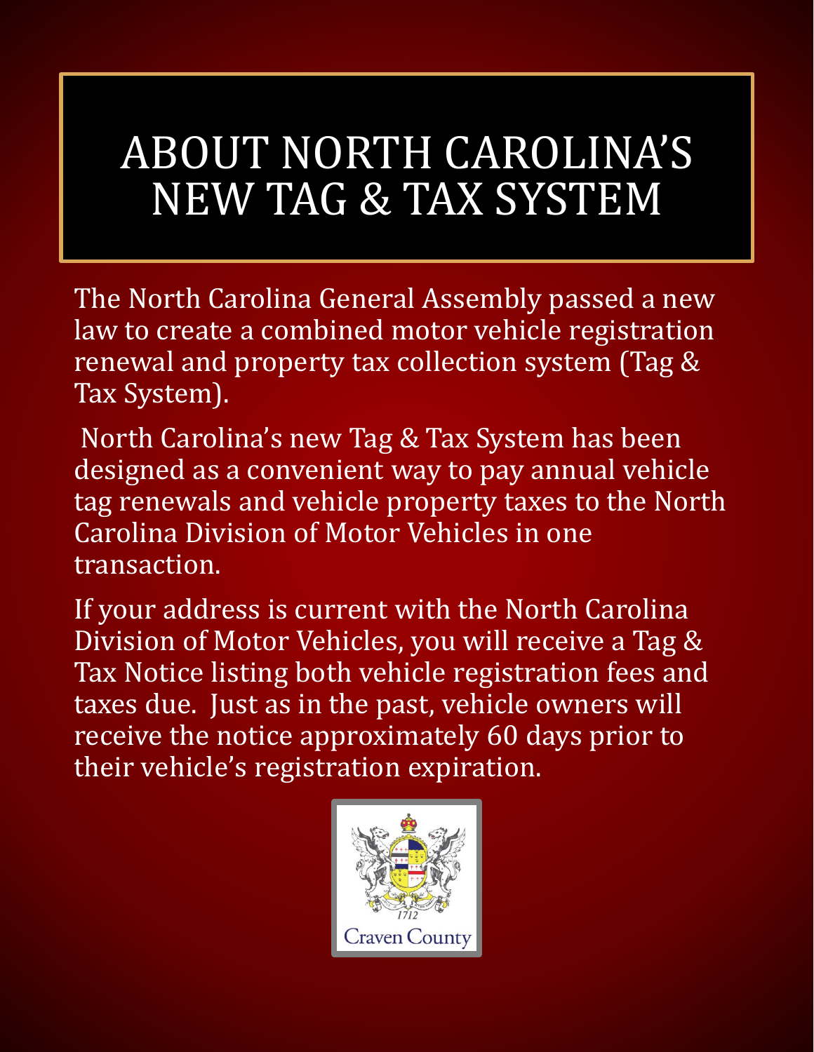# ABOUT NORTH CAROLINA'S NEW TAG & TAX SYSTEM

The North Carolina General Assembly passed a new law to create a combined motor vehicle registration renewal and property tax collection system (Tag & Tax System).

North Carolina's new Tag & Tax System has been designed as a convenient way to pay annual vehicle tag renewals and vehicle property taxes to the North Carolina Division of Motor Vehicles in one transaction.

If your address is current with the North Carolina Division of Motor Vehicles, you will receive a Tag & Tax Notice listing both vehicle registration fees and taxes due. Just as in the past, vehicle owners will receive the notice approximately 60 days prior to their vehicle's registration expiration.

1712

Craven County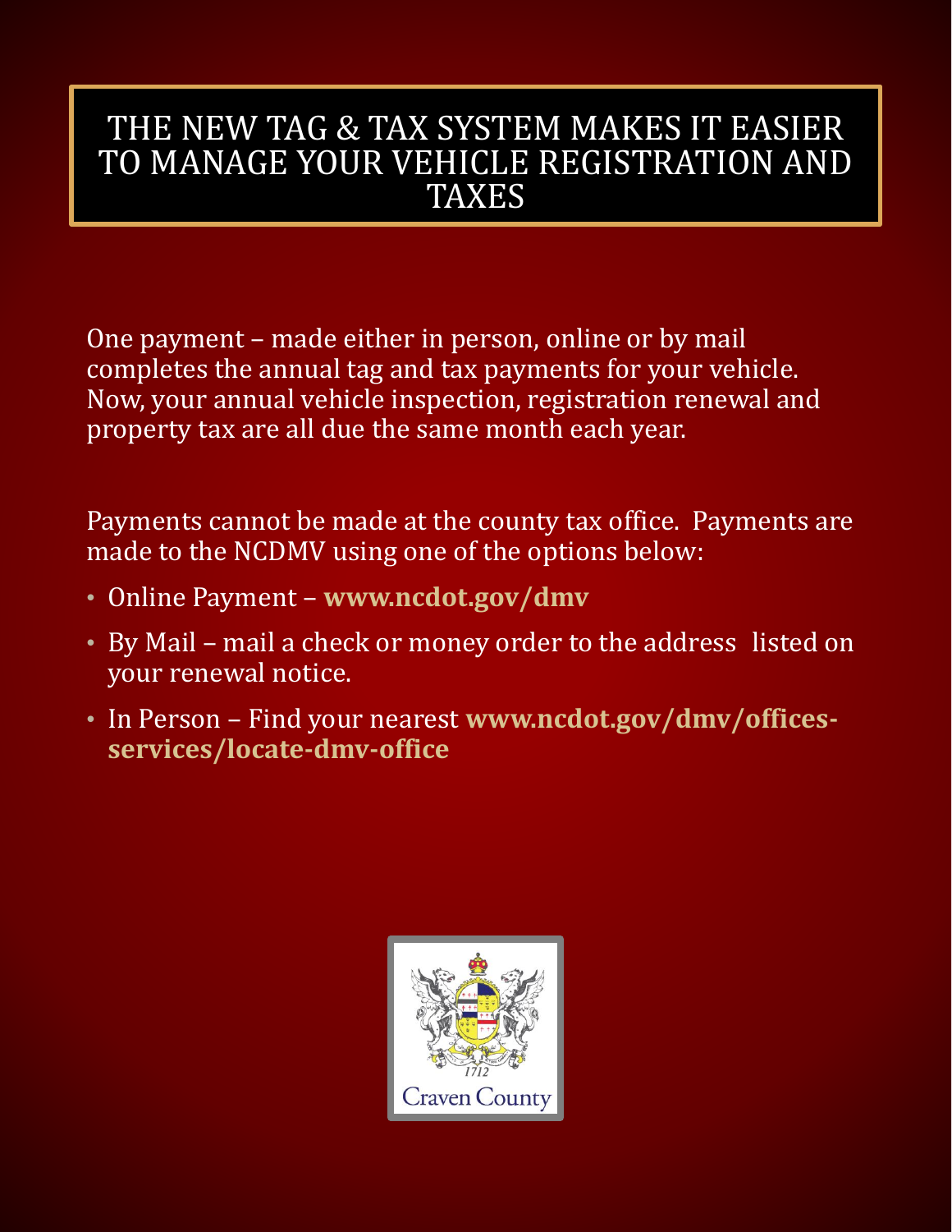# THE NEW TAG & TAX SYSTEM MAKES IT EASIER TO MANAGE YOUR VEHICLE REGISTRATION AND TAXES

One payment – made either in person, online or by mail completes the annual tag and tax payments for your vehicle. Now, your annual vehicle inspection, registration renewal and property tax are all due the same month each year.

Payments cannot be made at the county tax office. Payments are made to the NCDMV using one of the options below:

- Online Payment – **www.ncdot.gov/dmv**
- By Mail – mail a check or money order to the address listed on your renewal notice.
- In Person – Find your nearest **www.ncdot.gov/dmv/offices-services/locate-dmv-office**

1712

Craven County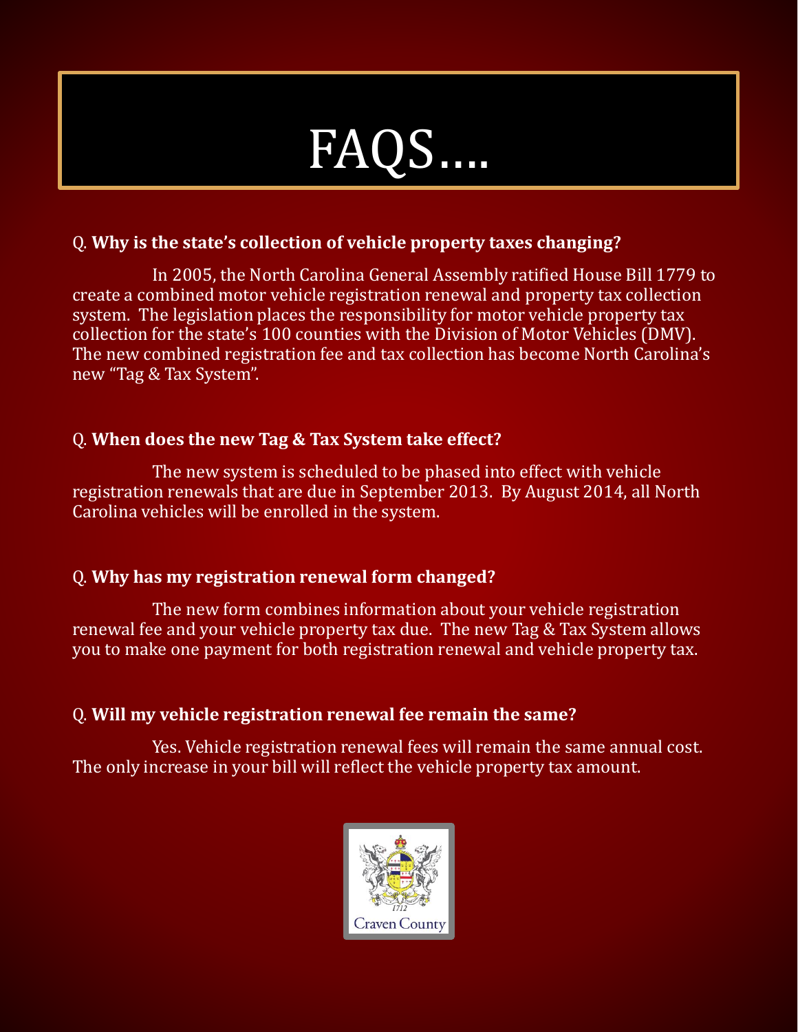# FAQS….

Q. **Why is the state's collection of vehicle property taxes changing?**

In 2005, the North Carolina General Assembly ratified House Bill 1779 to create a combined motor vehicle registration renewal and property tax collection system. The legislation places the responsibility for motor vehicle property tax collection for the state's 100 counties with the Division of Motor Vehicles (DMV). The new combined registration fee and tax collection has become North Carolina's new "Tag & Tax System".

Q. **When does the new Tag & Tax System take effect?**

The new system is scheduled to be phased into effect with vehicle registration renewals that are due in September 2013. By August 2014, all North Carolina vehicles will be enrolled in the system.

Q. **Why has my registration renewal form changed?**

The new form combines information about your vehicle registration renewal fee and your vehicle property tax due. The new Tag & Tax System allows you to make one payment for both registration renewal and vehicle property tax.

Q. **Will my vehicle registration renewal fee remain the same?**

Yes. Vehicle registration renewal fees will remain the same annual cost. The only increase in your bill will reflect the vehicle property tax amount.

1712
Craven County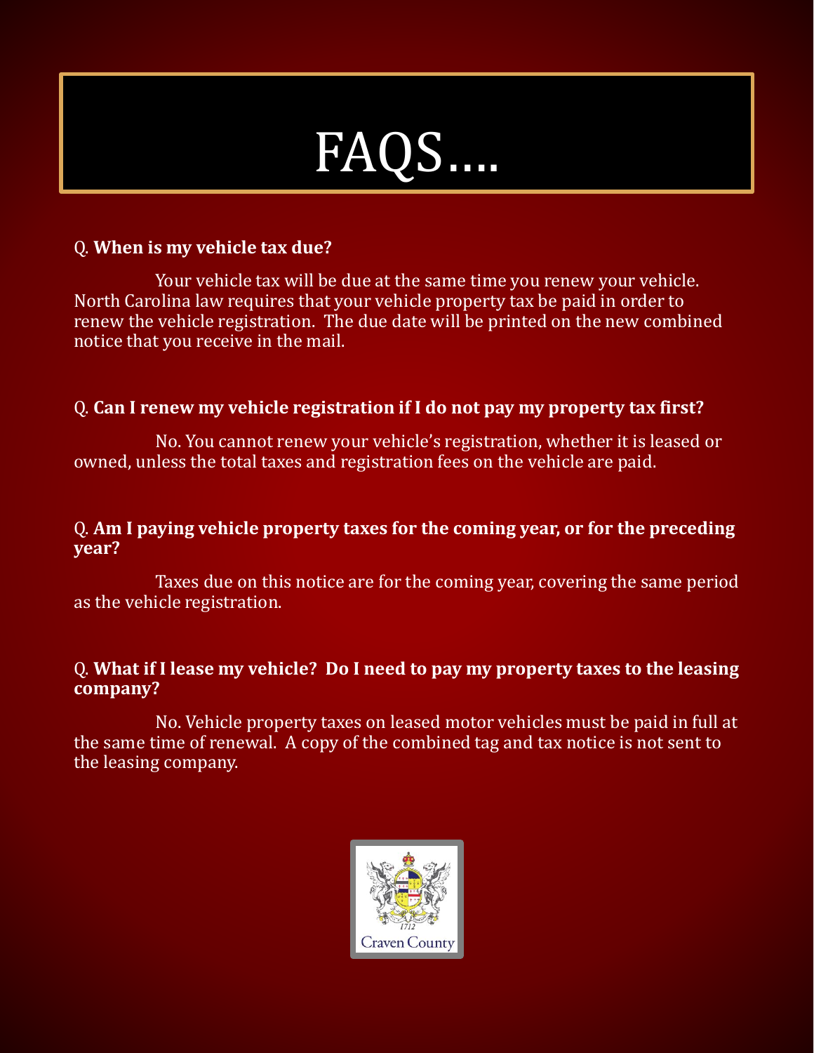# FAQS….

Q. **When is my vehicle tax due?**

Your vehicle tax will be due at the same time you renew your vehicle. North Carolina law requires that your vehicle property tax be paid in order to renew the vehicle registration. The due date will be printed on the new combined notice that you receive in the mail.

Q. **Can I renew my vehicle registration if I do not pay my property tax first?**

No. You cannot renew your vehicle's registration, whether it is leased or owned, unless the total taxes and registration fees on the vehicle are paid.

Q. **Am I paying vehicle property taxes for the coming year, or for the preceding year?**

Taxes due on this notice are for the coming year, covering the same period as the vehicle registration.

Q. **What if I lease my vehicle? Do I need to pay my property taxes to the leasing company?**

No. Vehicle property taxes on leased motor vehicles must be paid in full at the same time of renewal. A copy of the combined tag and tax notice is not sent to the leasing company.

1712
Craven County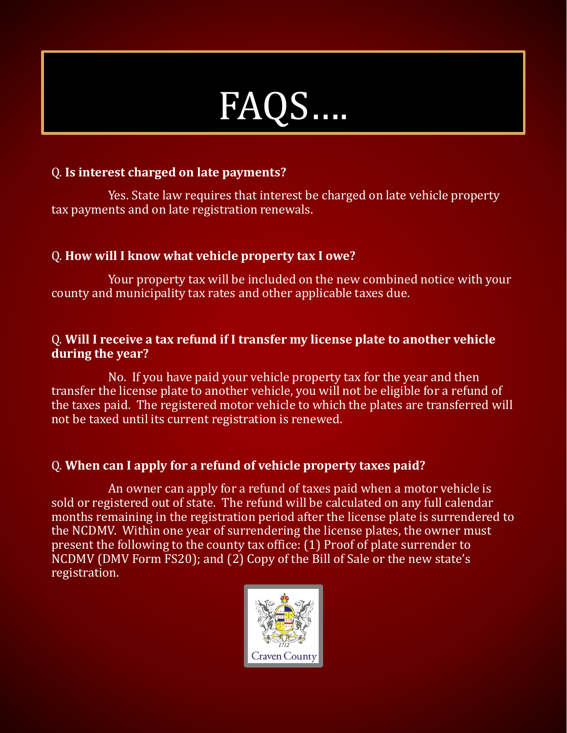# FAQS….

Q. **Is interest charged on late payments?**

Yes. State law requires that interest be charged on late vehicle property tax payments and on late registration renewals.

Q. **How will I know what vehicle property tax I owe?**

Your property tax will be included on the new combined notice with your county and municipality tax rates and other applicable taxes due.

Q. **Will I receive a tax refund if I transfer my license plate to another vehicle during the year?**

No. If you have paid your vehicle property tax for the year and then transfer the license plate to another vehicle, you will not be eligible for a refund of the taxes paid. The registered motor vehicle to which the plates are transferred will not be taxed until its current registration is renewed.

Q. **When can I apply for a refund of vehicle property taxes paid?**

An owner can apply for a refund of taxes paid when a motor vehicle is sold or registered out of state. The refund will be calculated on any full calendar months remaining in the registration period after the license plate is surrendered to the NCDMV. Within one year of surrendering the license plates, the owner must present the following to the county tax office: (1) Proof of plate surrender to NCDMV (DMV Form FS20); and (2) Copy of the Bill of Sale or the new state's registration.

1712
Craven County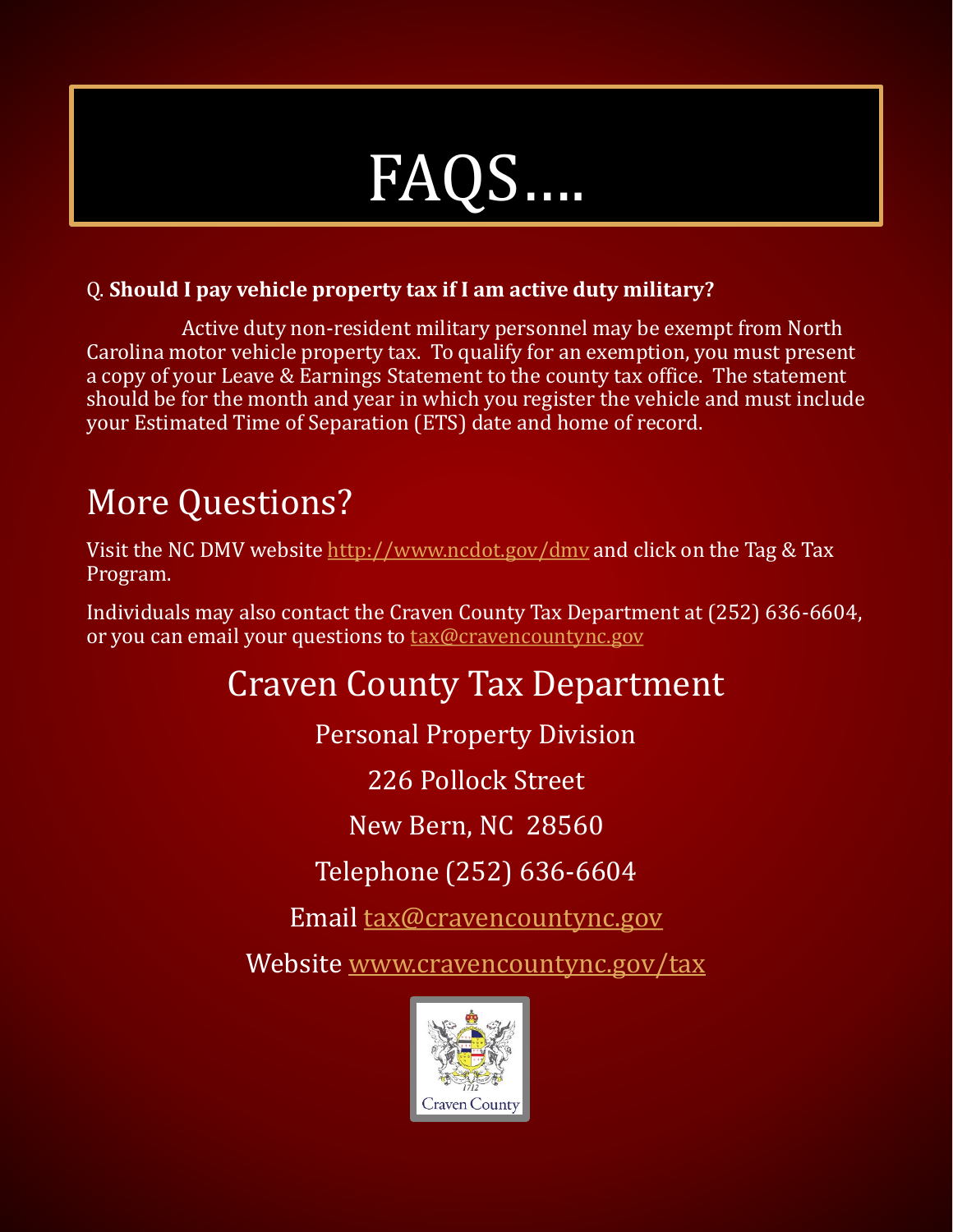# FAQS….

Q. **Should I pay vehicle property tax if I am active duty military?**

Active duty non-resident military personnel may be exempt from North Carolina motor vehicle property tax. To qualify for an exemption, you must present a copy of your Leave & Earnings Statement to the county tax office. The statement should be for the month and year in which you register the vehicle and must include your Estimated Time of Separation (ETS) date and home of record.

## More Questions?

Visit the NC DMV website http://www.ncdot.gov/dmv and click on the Tag & Tax Program.

Individuals may also contact the Craven County Tax Department at (252) 636-6604, or you can email your questions to tax@cravencountync.gov

## Craven County Tax Department

Personal Property Division

226 Pollock Street

New Bern, NC 28560

Telephone (252) 636-6604

Email tax@cravencountync.gov

Website www.cravencountync.gov/tax

1712

Craven County